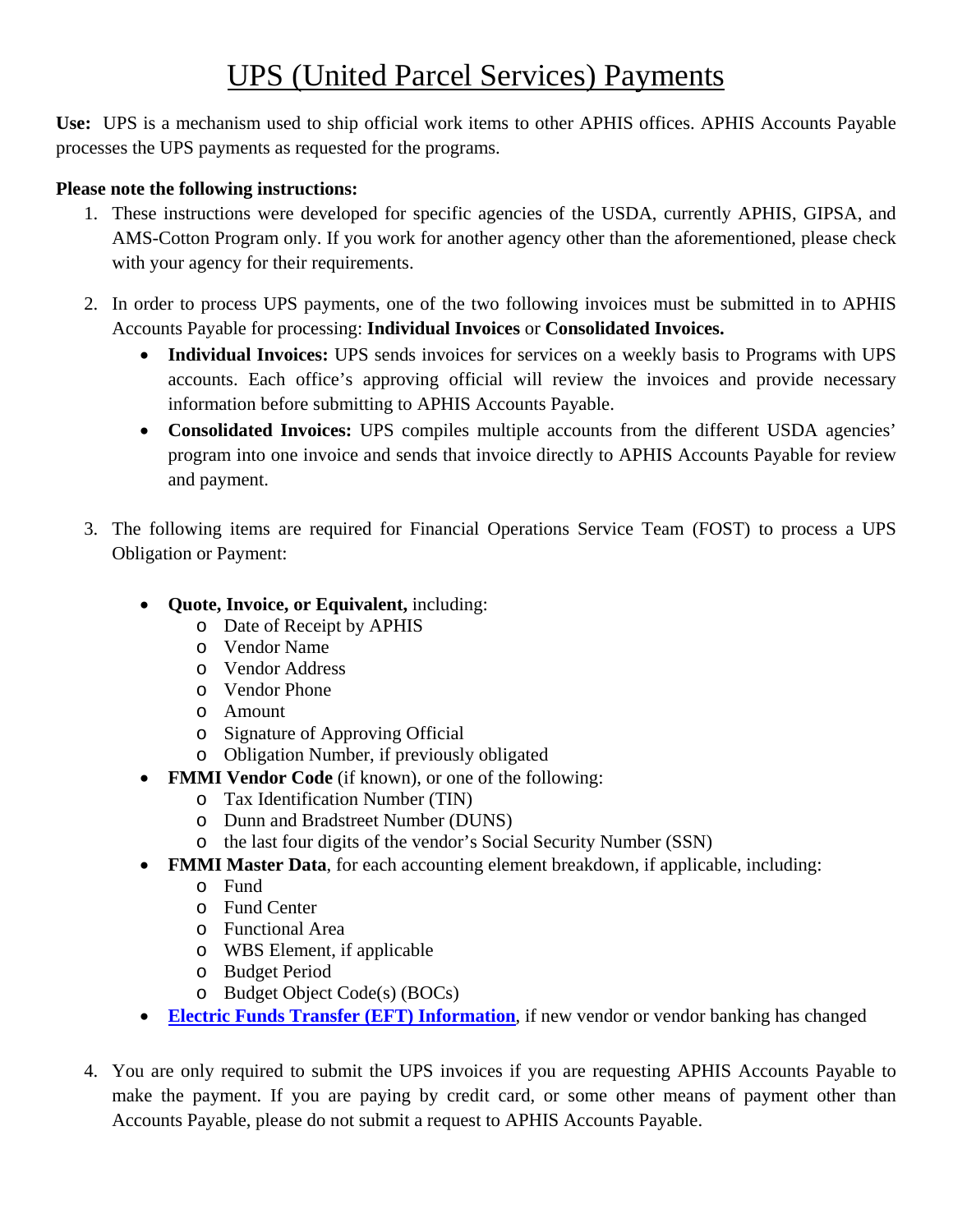# UPS (United Parcel Services) Payments

**Use:** UPS is a mechanism used to ship official work items to other APHIS offices. APHIS Accounts Payable processes the UPS payments as requested for the programs.

**Please note the following instructions:**

1. These instructions were developed for specific agencies of the USDA, currently APHIS, GIPSA, and AMS-Cotton Program only. If you work for another agency other than the aforementioned, please check with your agency for their requirements.

2. In order to process UPS payments, one of the two following invoices must be submitted in to APHIS Accounts Payable for processing: **Individual Invoices** or **Consolidated Invoices.**
   - **Individual Invoices:** UPS sends invoices for services on a weekly basis to Programs with UPS accounts. Each office's approving official will review the invoices and provide necessary information before submitting to APHIS Accounts Payable.
   - **Consolidated Invoices:** UPS compiles multiple accounts from the different USDA agencies' program into one invoice and sends that invoice directly to APHIS Accounts Payable for review and payment.

3. The following items are required for Financial Operations Service Team (FOST) to process a UPS Obligation or Payment:
   - **Quote, Invoice, or Equivalent,** including:
     - Date of Receipt by APHIS
     - Vendor Name
     - Vendor Address
     - Vendor Phone
     - Amount
     - Signature of Approving Official
     - Obligation Number, if previously obligated
   - **FMMI Vendor Code** (if known), or one of the following:
     - Tax Identification Number (TIN)
     - Dunn and Bradstreet Number (DUNS)
     - the last four digits of the vendor's Social Security Number (SSN)
   - **FMMI Master Data**, for each accounting element breakdown, if applicable, including:
     - Fund
     - Fund Center
     - Functional Area
     - WBS Element, if applicable
     - Budget Period
     - Budget Object Code(s) (BOCs)
   - **Electric Funds Transfer (EFT) Information**, if new vendor or vendor banking has changed

4. You are only required to submit the UPS invoices if you are requesting APHIS Accounts Payable to make the payment. If you are paying by credit card, or some other means of payment other than Accounts Payable, please do not submit a request to APHIS Accounts Payable.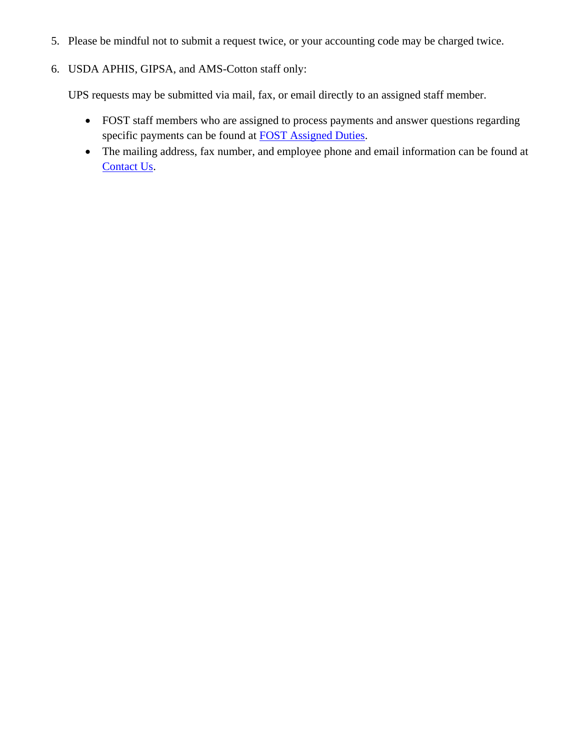5. Please be mindful not to submit a request twice, or your accounting code may be charged twice.

6. USDA APHIS, GIPSA, and AMS-Cotton staff only:

   UPS requests may be submitted via mail, fax, or email directly to an assigned staff member.

   - FOST staff members who are assigned to process payments and answer questions regarding specific payments can be found at FOST Assigned Duties.
   - The mailing address, fax number, and employee phone and email information can be found at Contact Us.